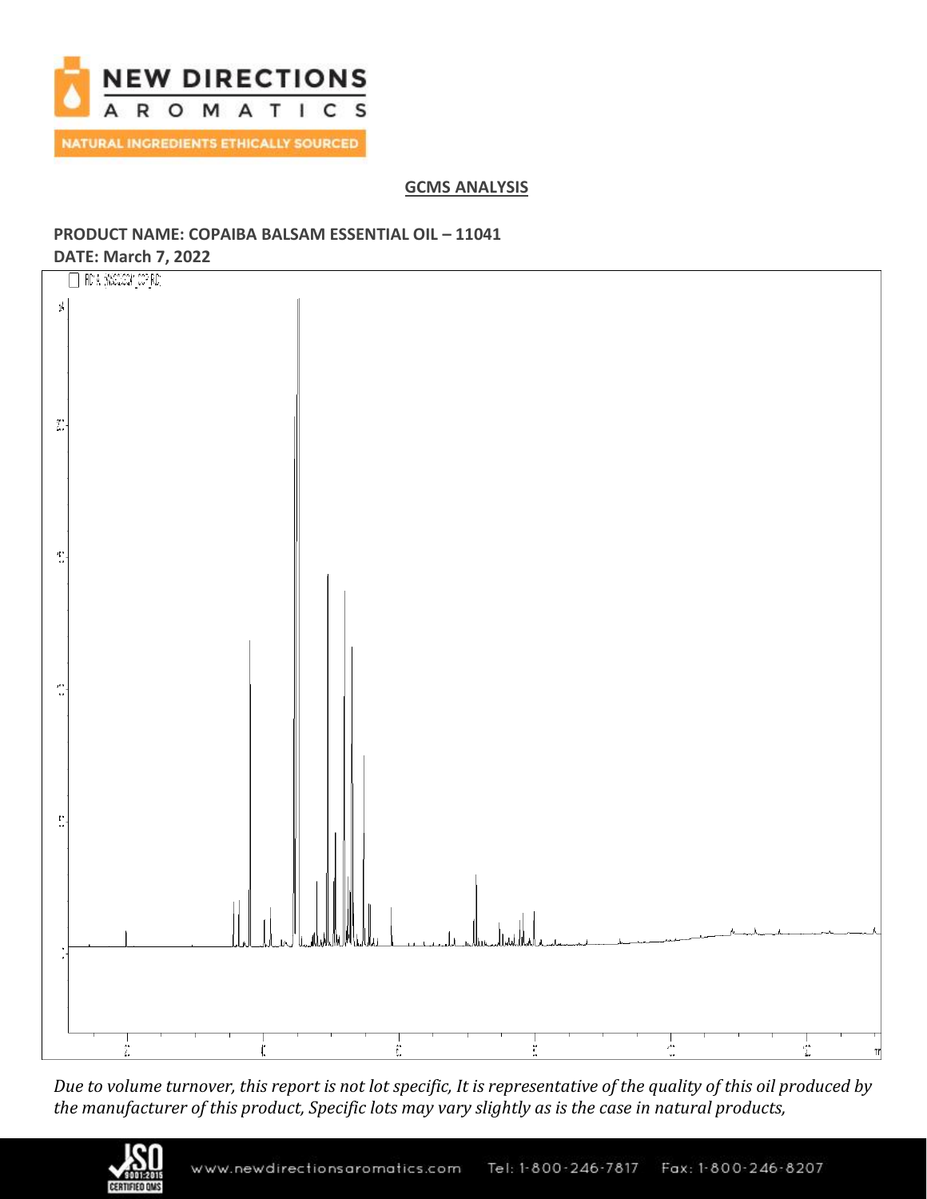## GCMS ANALYSIS

**PRODUCT NAME: COPAIBA BALSAM ESSENTIAL OIL – 11041**

**DATE: March 7, 2022**

*Due to volume turnover, this report is not lot specific, It is representative of the quality of this oil produced by the manufacturer of this product, Specific lots may vary slightly as is the case in natural products,*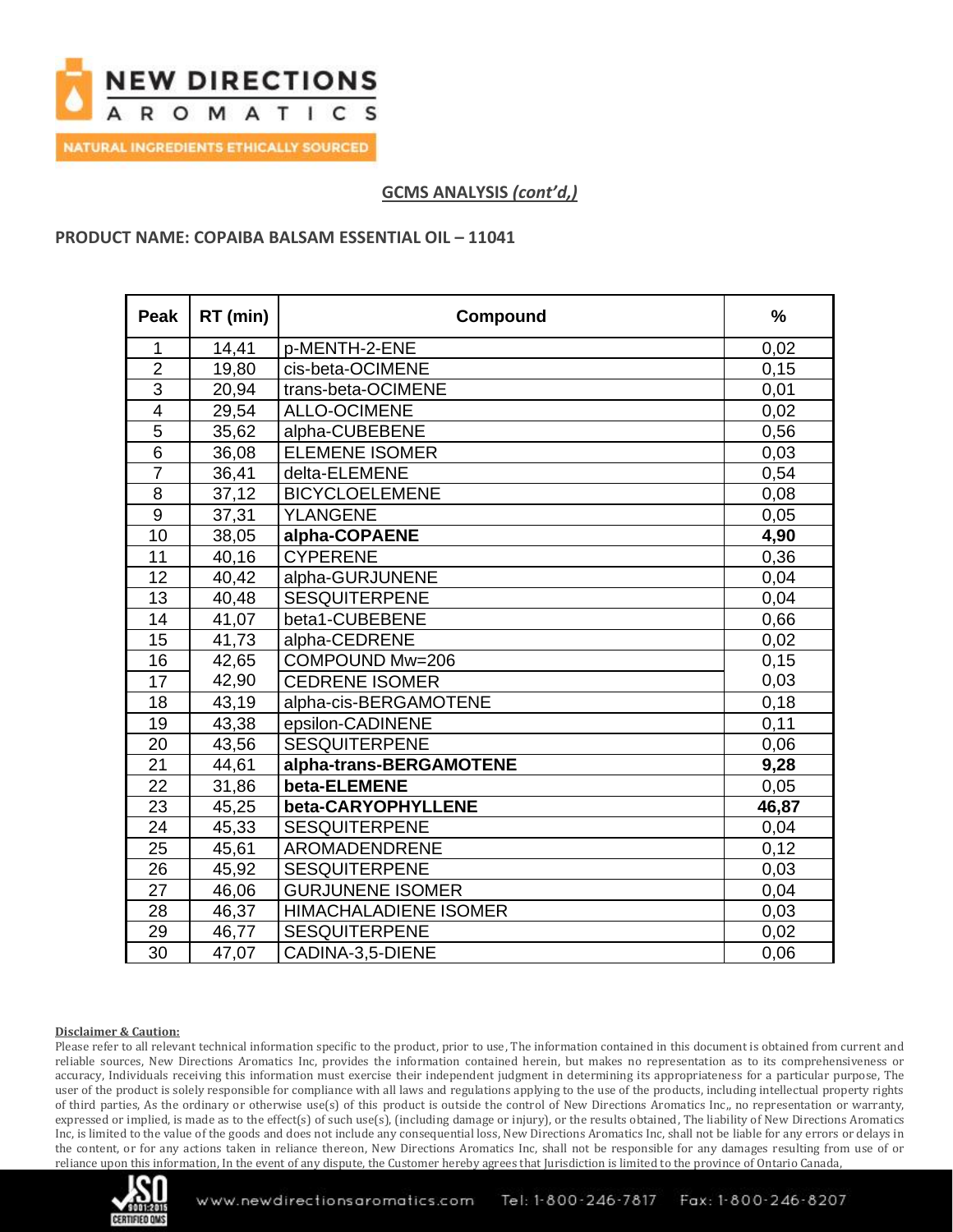## GCMS ANALYSIS *(cont'd,)*

**PRODUCT NAME: COPAIBA BALSAM ESSENTIAL OIL – 11041**

| Peak | RT (min) | Compound | % |
|---|---|---|---|
| 1 | 14,41 | p-MENTH-2-ENE | 0,02 |
| 2 | 19,80 | cis-beta-OCIMENE | 0,15 |
| 3 | 20,94 | trans-beta-OCIMENE | 0,01 |
| 4 | 29,54 | ALLO-OCIMENE | 0,02 |
| 5 | 35,62 | alpha-CUBEBENE | 0,56 |
| 6 | 36,08 | ELEMENE ISOMER | 0,03 |
| 7 | 36,41 | delta-ELEMENE | 0,54 |
| 8 | 37,12 | BICYCLOELEMENE | 0,08 |
| 9 | 37,31 | YLANGENE | 0,05 |
| 10 | 38,05 | **alpha-COPAENE** | **4,90** |
| 11 | 40,16 | CYPERENE | 0,36 |
| 12 | 40,42 | alpha-GURJUNENE | 0,04 |
| 13 | 40,48 | SESQUITERPENE | 0,04 |
| 14 | 41,07 | beta1-CUBEBENE | 0,66 |
| 15 | 41,73 | alpha-CEDRENE | 0,02 |
| 16 | 42,65 | COMPOUND Mw=206 | 0,15 |
| 17 | 42,90 | CEDRENE ISOMER | 0,03 |
| 18 | 43,19 | alpha-cis-BERGAMOTENE | 0,18 |
| 19 | 43,38 | epsilon-CADINENE | 0,11 |
| 20 | 43,56 | SESQUITERPENE | 0,06 |
| 21 | 44,61 | **alpha-trans-BERGAMOTENE** | **9,28** |
| 22 | 31,86 | **beta-ELEMENE** | 0,05 |
| 23 | 45,25 | **beta-CARYOPHYLLENE** | **46,87** |
| 24 | 45,33 | SESQUITERPENE | 0,04 |
| 25 | 45,61 | AROMADENDRENE | 0,12 |
| 26 | 45,92 | SESQUITERPENE | 0,03 |
| 27 | 46,06 | GURJUNENE ISOMER | 0,04 |
| 28 | 46,37 | HIMACHALADIENE ISOMER | 0,03 |
| 29 | 46,77 | SESQUITERPENE | 0,02 |
| 30 | 47,07 | CADINA-3,5-DIENE | 0,06 |

**Disclaimer & Caution:**

Please refer to all relevant technical information specific to the product, prior to use, The information contained in this document is obtained from current and reliable sources, New Directions Aromatics Inc, provides the information contained herein, but makes no representation as to its comprehensiveness or accuracy, Individuals receiving this information must exercise their independent judgment in determining its appropriateness for a particular purpose, The user of the product is solely responsible for compliance with all laws and regulations applying to the use of the products, including intellectual property rights of third parties, As the ordinary or otherwise use(s) of this product is outside the control of New Directions Aromatics Inc,, no representation or warranty, expressed or implied, is made as to the effect(s) of such use(s), (including damage or injury), or the results obtained, The liability of New Directions Aromatics Inc, is limited to the value of the goods and does not include any consequential loss, New Directions Aromatics Inc, shall not be liable for any errors or delays in the content, or for any actions taken in reliance thereon, New Directions Aromatics Inc, shall not be responsible for any damages resulting from use of or reliance upon this information, In the event of any dispute, the Customer hereby agrees that Jurisdiction is limited to the province of Ontario Canada,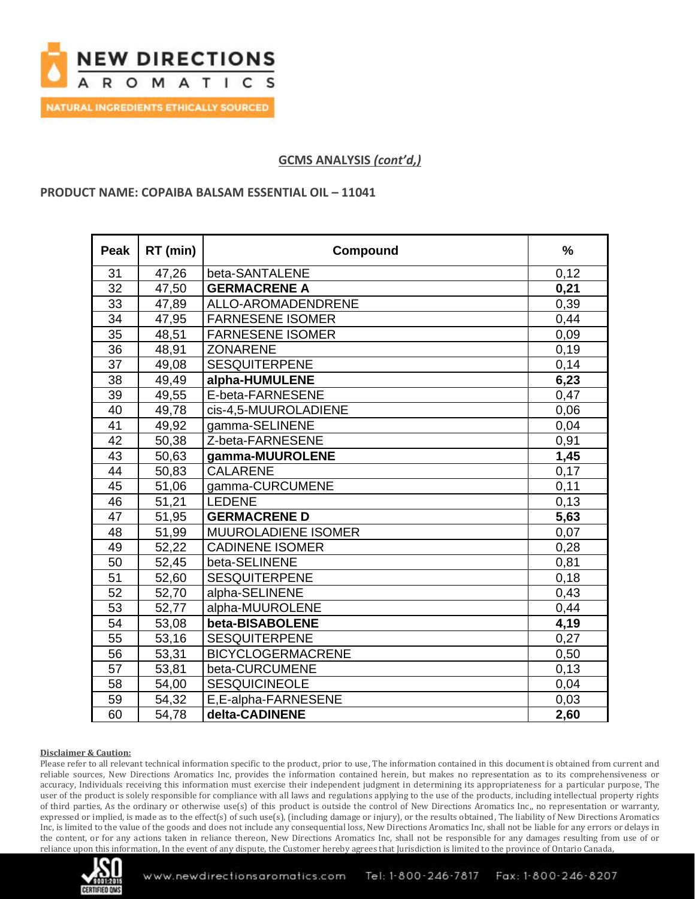**GCMS ANALYSIS *(cont'd,)***

**PRODUCT NAME: COPAIBA BALSAM ESSENTIAL OIL – 11041**

| Peak | RT (min) | Compound | % |
|---|---|---|---|
| 31 | 47,26 | beta-SANTALENE | 0,12 |
| 32 | 47,50 | **GERMACRENE A** | **0,21** |
| 33 | 47,89 | ALLO-AROMADENDRENE | 0,39 |
| 34 | 47,95 | FARNESENE ISOMER | 0,44 |
| 35 | 48,51 | FARNESENE ISOMER | 0,09 |
| 36 | 48,91 | ZONARENE | 0,19 |
| 37 | 49,08 | SESQUITERPENE | 0,14 |
| 38 | 49,49 | **alpha-HUMULENE** | **6,23** |
| 39 | 49,55 | E-beta-FARNESENE | 0,47 |
| 40 | 49,78 | cis-4,5-MUUROLADIENE | 0,06 |
| 41 | 49,92 | gamma-SELINENE | 0,04 |
| 42 | 50,38 | Z-beta-FARNESENE | 0,91 |
| 43 | 50,63 | **gamma-MUUROLENE** | **1,45** |
| 44 | 50,83 | CALARENE | 0,17 |
| 45 | 51,06 | gamma-CURCUMENE | 0,11 |
| 46 | 51,21 | LEDENE | 0,13 |
| 47 | 51,95 | **GERMACRENE D** | **5,63** |
| 48 | 51,99 | MUUROLADIENE ISOMER | 0,07 |
| 49 | 52,22 | CADINENE ISOMER | 0,28 |
| 50 | 52,45 | beta-SELINENE | 0,81 |
| 51 | 52,60 | SESQUITERPENE | 0,18 |
| 52 | 52,70 | alpha-SELINENE | 0,43 |
| 53 | 52,77 | alpha-MUUROLENE | 0,44 |
| 54 | 53,08 | **beta-BISABOLENE** | **4,19** |
| 55 | 53,16 | SESQUITERPENE | 0,27 |
| 56 | 53,31 | BICYCLOGERMACRENE | 0,50 |
| 57 | 53,81 | beta-CURCUMENE | 0,13 |
| 58 | 54,00 | SESQUICINEOLE | 0,04 |
| 59 | 54,32 | E,E-alpha-FARNESENE | 0,03 |
| 60 | 54,78 | **delta-CADINENE** | **2,60** |

**Disclaimer & Caution:**

Please refer to all relevant technical information specific to the product, prior to use, The information contained in this document is obtained from current and reliable sources, New Directions Aromatics Inc, provides the information contained herein, but makes no representation as to its comprehensiveness or accuracy, Individuals receiving this information must exercise their independent judgment in determining its appropriateness for a particular purpose, The user of the product is solely responsible for compliance with all laws and regulations applying to the use of the products, including intellectual property rights of third parties, As the ordinary or otherwise use(s) of this product is outside the control of New Directions Aromatics Inc,, no representation or warranty, expressed or implied, is made as to the effect(s) of such use(s), (including damage or injury), or the results obtained, The liability of New Directions Aromatics Inc, is limited to the value of the goods and does not include any consequential loss, New Directions Aromatics Inc, shall not be liable for any errors or delays in the content, or for any actions taken in reliance thereon, New Directions Aromatics Inc, shall not be responsible for any damages resulting from use of or reliance upon this information, In the event of any dispute, the Customer hereby agrees that Jurisdiction is limited to the province of Ontario Canada,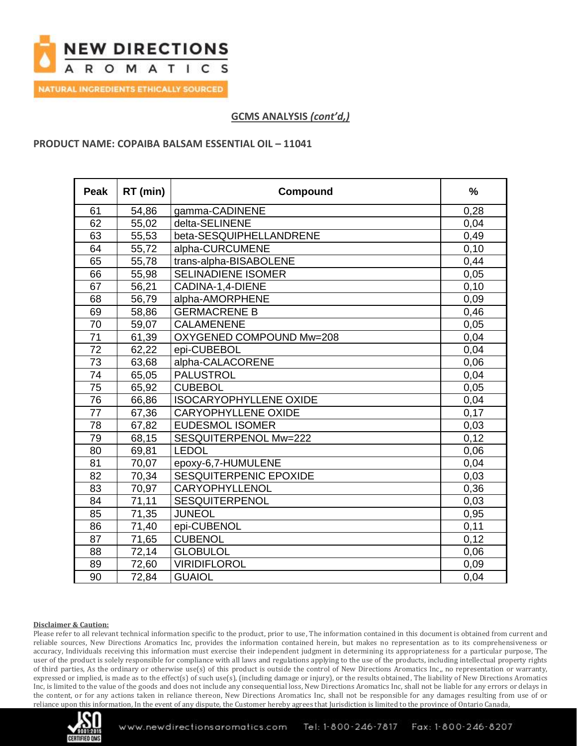## GCMS ANALYSIS *(cont'd,)*

**PRODUCT NAME: COPAIBA BALSAM ESSENTIAL OIL – 11041**

| Peak | RT (min) | Compound | % |
|---|---|---|---|
| 61 | 54,86 | gamma-CADINENE | 0,28 |
| 62 | 55,02 | delta-SELINENE | 0,04 |
| 63 | 55,53 | beta-SESQUIPHELLANDRENE | 0,49 |
| 64 | 55,72 | alpha-CURCUMENE | 0,10 |
| 65 | 55,78 | trans-alpha-BISABOLENE | 0,44 |
| 66 | 55,98 | SELINADIENE ISOMER | 0,05 |
| 67 | 56,21 | CADINA-1,4-DIENE | 0,10 |
| 68 | 56,79 | alpha-AMORPHENE | 0,09 |
| 69 | 58,86 | GERMACRENE B | 0,46 |
| 70 | 59,07 | CALAMENENE | 0,05 |
| 71 | 61,39 | OXYGENED COMPOUND Mw=208 | 0,04 |
| 72 | 62,22 | epi-CUBEBOL | 0,04 |
| 73 | 63,68 | alpha-CALACORENE | 0,06 |
| 74 | 65,05 | PALUSTROL | 0,04 |
| 75 | 65,92 | CUBEBOL | 0,05 |
| 76 | 66,86 | ISOCARYOPHYLLENE OXIDE | 0,04 |
| 77 | 67,36 | CARYOPHYLLENE OXIDE | 0,17 |
| 78 | 67,82 | EUDESMOL ISOMER | 0,03 |
| 79 | 68,15 | SESQUITERPENOL Mw=222 | 0,12 |
| 80 | 69,81 | LEDOL | 0,06 |
| 81 | 70,07 | epoxy-6,7-HUMULENE | 0,04 |
| 82 | 70,34 | SESQUITERPENIC EPOXIDE | 0,03 |
| 83 | 70,97 | CARYOPHYLLENOL | 0,36 |
| 84 | 71,11 | SESQUITERPENOL | 0,03 |
| 85 | 71,35 | JUNEOL | 0,95 |
| 86 | 71,40 | epi-CUBENOL | 0,11 |
| 87 | 71,65 | CUBENOL | 0,12 |
| 88 | 72,14 | GLOBULOL | 0,06 |
| 89 | 72,60 | VIRIDIFLOROL | 0,09 |
| 90 | 72,84 | GUAIOL | 0,04 |

**Disclaimer & Caution:**

Please refer to all relevant technical information specific to the product, prior to use, The information contained in this document is obtained from current and reliable sources, New Directions Aromatics Inc, provides the information contained herein, but makes no representation as to its comprehensiveness or accuracy, Individuals receiving this information must exercise their independent judgment in determining its appropriateness for a particular purpose, The user of the product is solely responsible for compliance with all laws and regulations applying to the use of the products, including intellectual property rights of third parties, As the ordinary or otherwise use(s) of this product is outside the control of New Directions Aromatics Inc,, no representation or warranty, expressed or implied, is made as to the effect(s) of such use(s), (including damage or injury), or the results obtained, The liability of New Directions Aromatics Inc, is limited to the value of the goods and does not include any consequential loss, New Directions Aromatics Inc, shall not be liable for any errors or delays in the content, or for any actions taken in reliance thereon, New Directions Aromatics Inc, shall not be responsible for any damages resulting from use of or reliance upon this information, In the event of any dispute, the Customer hereby agrees that Jurisdiction is limited to the province of Ontario Canada,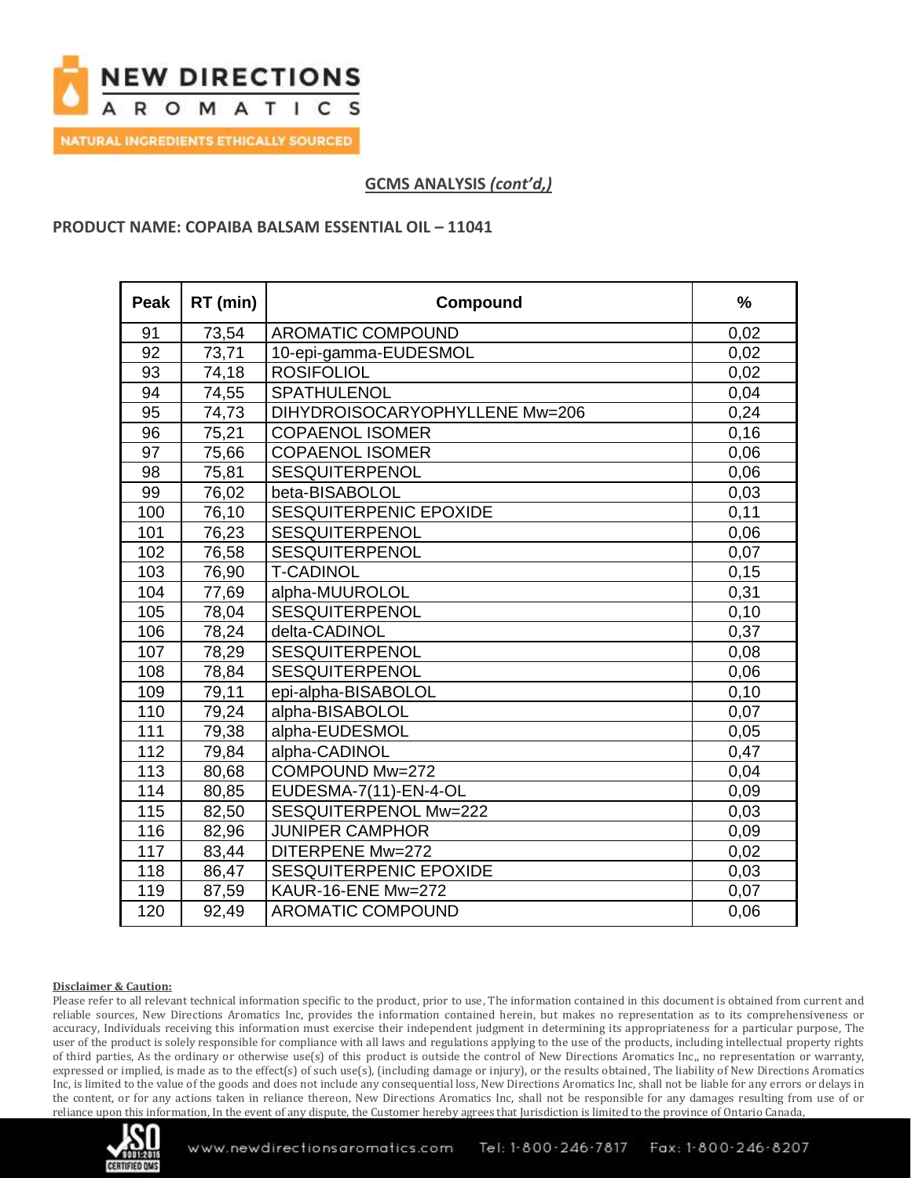## GCMS ANALYSIS *(cont'd,)*

### PRODUCT NAME: COPAIBA BALSAM ESSENTIAL OIL – 11041

| Peak | RT (min) | Compound | % |
|---|---|---|---|
| 91 | 73,54 | AROMATIC COMPOUND | 0,02 |
| 92 | 73,71 | 10-epi-gamma-EUDESMOL | 0,02 |
| 93 | 74,18 | ROSIFOLIOL | 0,02 |
| 94 | 74,55 | SPATHULENOL | 0,04 |
| 95 | 74,73 | DIHYDROISOCARYOPHYLLENE Mw=206 | 0,24 |
| 96 | 75,21 | COPAENOL ISOMER | 0,16 |
| 97 | 75,66 | COPAENOL ISOMER | 0,06 |
| 98 | 75,81 | SESQUITERPENOL | 0,06 |
| 99 | 76,02 | beta-BISABOLOL | 0,03 |
| 100 | 76,10 | SESQUITERPENIC EPOXIDE | 0,11 |
| 101 | 76,23 | SESQUITERPENOL | 0,06 |
| 102 | 76,58 | SESQUITERPENOL | 0,07 |
| 103 | 76,90 | T-CADINOL | 0,15 |
| 104 | 77,69 | alpha-MUUROLOL | 0,31 |
| 105 | 78,04 | SESQUITERPENOL | 0,10 |
| 106 | 78,24 | delta-CADINOL | 0,37 |
| 107 | 78,29 | SESQUITERPENOL | 0,08 |
| 108 | 78,84 | SESQUITERPENOL | 0,06 |
| 109 | 79,11 | epi-alpha-BISABOLOL | 0,10 |
| 110 | 79,24 | alpha-BISABOLOL | 0,07 |
| 111 | 79,38 | alpha-EUDESMOL | 0,05 |
| 112 | 79,84 | alpha-CADINOL | 0,47 |
| 113 | 80,68 | COMPOUND Mw=272 | 0,04 |
| 114 | 80,85 | EUDESMA-7(11)-EN-4-OL | 0,09 |
| 115 | 82,50 | SESQUITERPENOL Mw=222 | 0,03 |
| 116 | 82,96 | JUNIPER CAMPHOR | 0,09 |
| 117 | 83,44 | DITERPENE Mw=272 | 0,02 |
| 118 | 86,47 | SESQUITERPENIC EPOXIDE | 0,03 |
| 119 | 87,59 | KAUR-16-ENE Mw=272 | 0,07 |
| 120 | 92,49 | AROMATIC COMPOUND | 0,06 |

**Disclaimer & Caution:**

Please refer to all relevant technical information specific to the product, prior to use, The information contained in this document is obtained from current and reliable sources, New Directions Aromatics Inc, provides the information contained herein, but makes no representation as to its comprehensiveness or accuracy, Individuals receiving this information must exercise their independent judgment in determining its appropriateness for a particular purpose, The user of the product is solely responsible for compliance with all laws and regulations applying to the use of the products, including intellectual property rights of third parties, As the ordinary or otherwise use(s) of this product is outside the control of New Directions Aromatics Inc,, no representation or warranty, expressed or implied, is made as to the effect(s) of such use(s), (including damage or injury), or the results obtained, The liability of New Directions Aromatics Inc, is limited to the value of the goods and does not include any consequential loss, New Directions Aromatics Inc, shall not be liable for any errors or delays in the content, or for any actions taken in reliance thereon, New Directions Aromatics Inc, shall not be responsible for any damages resulting from use of or reliance upon this information, In the event of any dispute, the Customer hereby agrees that Jurisdiction is limited to the province of Ontario Canada,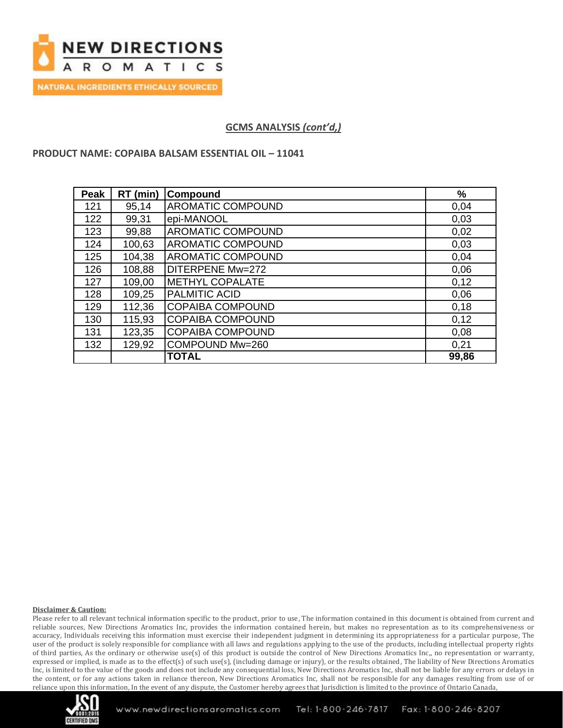## GCMS ANALYSIS *(cont'd,)*

**PRODUCT NAME: COPAIBA BALSAM ESSENTIAL OIL – 11041**

| Peak | RT (min) | Compound | % |
|---|---|---|---|
| 121 | 95,14 | AROMATIC COMPOUND | 0,04 |
| 122 | 99,31 | epi-MANOOL | 0,03 |
| 123 | 99,88 | AROMATIC COMPOUND | 0,02 |
| 124 | 100,63 | AROMATIC COMPOUND | 0,03 |
| 125 | 104,38 | AROMATIC COMPOUND | 0,04 |
| 126 | 108,88 | DITERPENE Mw=272 | 0,06 |
| 127 | 109,00 | METHYL COPALATE | 0,12 |
| 128 | 109,25 | PALMITIC ACID | 0,06 |
| 129 | 112,36 | COPAIBA COMPOUND | 0,18 |
| 130 | 115,93 | COPAIBA COMPOUND | 0,12 |
| 131 | 123,35 | COPAIBA COMPOUND | 0,08 |
| 132 | 129,92 | COMPOUND Mw=260 | 0,21 |
| | | **TOTAL** | **99,86** |

**Disclaimer & Caution:**

Please refer to all relevant technical information specific to the product, prior to use, The information contained in this document is obtained from current and reliable sources, New Directions Aromatics Inc, provides the information contained herein, but makes no representation as to its comprehensiveness or accuracy, Individuals receiving this information must exercise their independent judgment in determining its appropriateness for a particular purpose, The user of the product is solely responsible for compliance with all laws and regulations applying to the use of the products, including intellectual property rights of third parties, As the ordinary or otherwise use(s) of this product is outside the control of New Directions Aromatics Inc,, no representation or warranty, expressed or implied, is made as to the effect(s) of such use(s), (including damage or injury), or the results obtained, The liability of New Directions Aromatics Inc, is limited to the value of the goods and does not include any consequential loss, New Directions Aromatics Inc, shall not be liable for any errors or delays in the content, or for any actions taken in reliance thereon, New Directions Aromatics Inc, shall not be responsible for any damages resulting from use of or reliance upon this information, In the event of any dispute, the Customer hereby agrees that Jurisdiction is limited to the province of Ontario Canada,